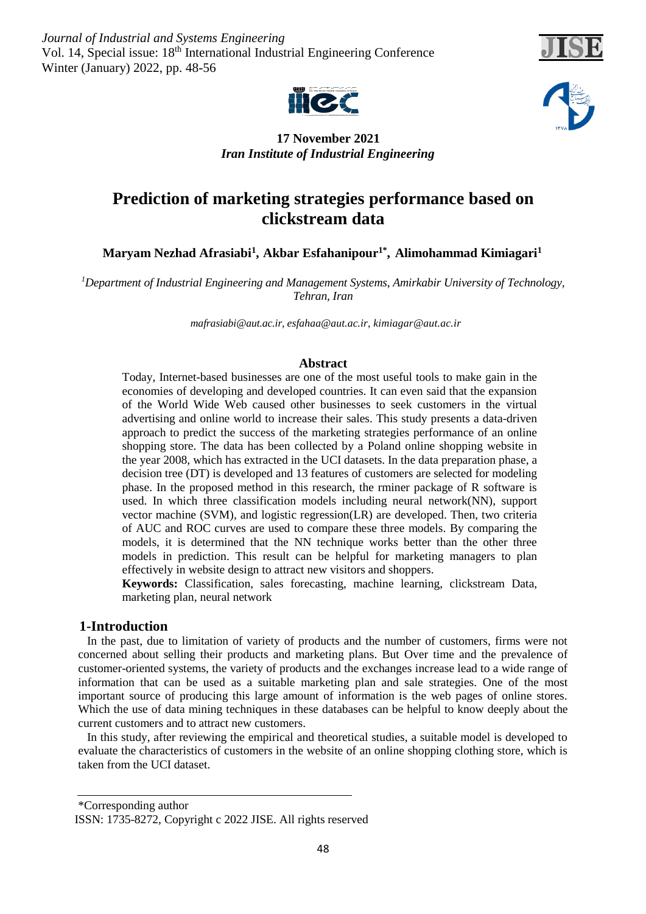17 November 2021
*Iran Institute of Industrial Engineering*

# Prediction of marketing strategies performance based on clickstream data

**Maryam Nezhad Afrasiabi[1], Akbar Esfahanipour[1*], Alimohammad Kimiagari[1]**

[1]*Department of Industrial Engineering and Management Systems, Amirkabir University of Technology, Tehran, Iran*

*mafrasiabi@aut.ac.ir, esfahaa@aut.ac.ir, kimiagar@aut.ac.ir*

## Abstract

Today, Internet-based businesses are one of the most useful tools to make gain in the economies of developing and developed countries. It can even said that the expansion of the World Wide Web caused other businesses to seek customers in the virtual advertising and online world to increase their sales. This study presents a data-driven approach to predict the success of the marketing strategies performance of an online shopping store. The data has been collected by a Poland online shopping website in the year 2008, which has extracted in the UCI datasets. In the data preparation phase, a decision tree (DT) is developed and 13 features of customers are selected for modeling phase. In the proposed method in this research, the rminer package of R software is used. In which three classification models including neural network(NN), support vector machine (SVM), and logistic regression(LR) are developed. Then, two criteria of AUC and ROC curves are used to compare these three models. By comparing the models, it is determined that the NN technique works better than the other three models in prediction. This result can be helpful for marketing managers to plan effectively in website design to attract new visitors and shoppers.

**Keywords:** Classification, sales forecasting, machine learning, clickstream Data, marketing plan, neural network

## 1-Introduction

In the past, due to limitation of variety of products and the number of customers, firms were not concerned about selling their products and marketing plans. But Over time and the prevalence of customer-oriented systems, the variety of products and the exchanges increase lead to a wide range of information that can be used as a suitable marketing plan and sale strategies. One of the most important source of producing this large amount of information is the web pages of online stores. Which the use of data mining techniques in these databases can be helpful to know deeply about the current customers and to attract new customers.

In this study, after reviewing the empirical and theoretical studies, a suitable model is developed to evaluate the characteristics of customers in the website of an online shopping clothing store, which is taken from the UCI dataset.

---

*Corresponding author

ISSN: 1735-8272, Copyright c 2022 JISE. All rights reserved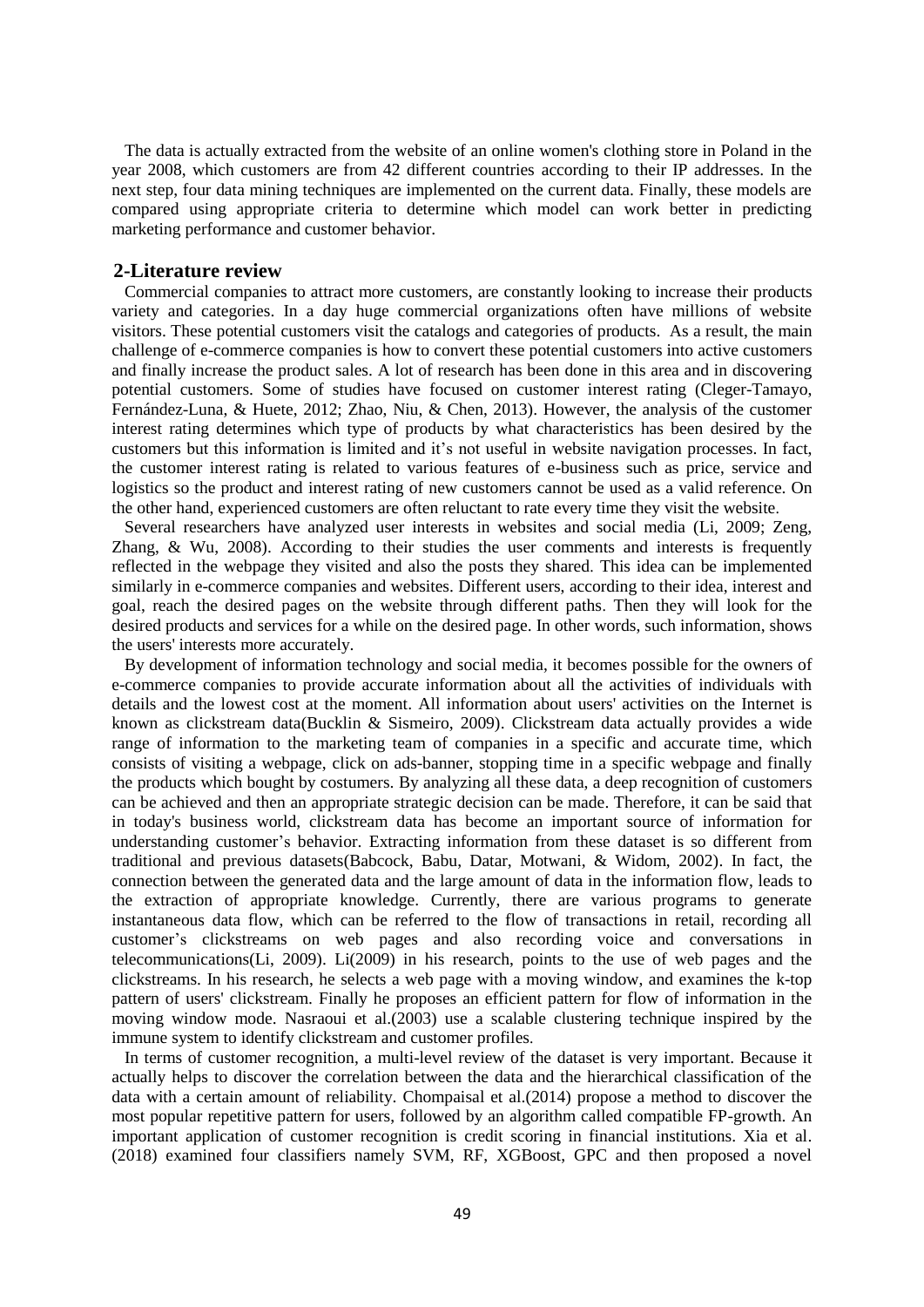The data is actually extracted from the website of an online women's clothing store in Poland in the year 2008, which customers are from 42 different countries according to their IP addresses. In the next step, four data mining techniques are implemented on the current data. Finally, these models are compared using appropriate criteria to determine which model can work better in predicting marketing performance and customer behavior.

## 2-Literature review

Commercial companies to attract more customers, are constantly looking to increase their products variety and categories. In a day huge commercial organizations often have millions of website visitors. These potential customers visit the catalogs and categories of products. As a result, the main challenge of e-commerce companies is how to convert these potential customers into active customers and finally increase the product sales. A lot of research has been done in this area and in discovering potential customers. Some of studies have focused on customer interest rating (Cleger-Tamayo, Fernández-Luna, & Huete, 2012; Zhao, Niu, & Chen, 2013). However, the analysis of the customer interest rating determines which type of products by what characteristics has been desired by the customers but this information is limited and it's not useful in website navigation processes. In fact, the customer interest rating is related to various features of e-business such as price, service and logistics so the product and interest rating of new customers cannot be used as a valid reference. On the other hand, experienced customers are often reluctant to rate every time they visit the website.

Several researchers have analyzed user interests in websites and social media (Li, 2009; Zeng, Zhang, & Wu, 2008). According to their studies the user comments and interests is frequently reflected in the webpage they visited and also the posts they shared. This idea can be implemented similarly in e-commerce companies and websites. Different users, according to their idea, interest and goal, reach the desired pages on the website through different paths. Then they will look for the desired products and services for a while on the desired page. In other words, such information, shows the users' interests more accurately.

By development of information technology and social media, it becomes possible for the owners of e-commerce companies to provide accurate information about all the activities of individuals with details and the lowest cost at the moment. All information about users' activities on the Internet is known as clickstream data(Bucklin & Sismeiro, 2009). Clickstream data actually provides a wide range of information to the marketing team of companies in a specific and accurate time, which consists of visiting a webpage, click on ads-banner, stopping time in a specific webpage and finally the products which bought by costumers. By analyzing all these data, a deep recognition of customers can be achieved and then an appropriate strategic decision can be made. Therefore, it can be said that in today's business world, clickstream data has become an important source of information for understanding customer's behavior. Extracting information from these dataset is so different from traditional and previous datasets(Babcock, Babu, Datar, Motwani, & Widom, 2002). In fact, the connection between the generated data and the large amount of data in the information flow, leads to the extraction of appropriate knowledge. Currently, there are various programs to generate instantaneous data flow, which can be referred to the flow of transactions in retail, recording all customer's clickstreams on web pages and also recording voice and conversations in telecommunications(Li, 2009). Li(2009) in his research, points to the use of web pages and the clickstreams. In his research, he selects a web page with a moving window, and examines the k-top pattern of users' clickstream. Finally he proposes an efficient pattern for flow of information in the moving window mode. Nasraoui et al.(2003) use a scalable clustering technique inspired by the immune system to identify clickstream and customer profiles.

In terms of customer recognition, a multi-level review of the dataset is very important. Because it actually helps to discover the correlation between the data and the hierarchical classification of the data with a certain amount of reliability. Chompaisal et al.(2014) propose a method to discover the most popular repetitive pattern for users, followed by an algorithm called compatible FP-growth. An important application of customer recognition is credit scoring in financial institutions. Xia et al. (2018) examined four classifiers namely SVM, RF, XGBoost, GPC and then proposed a novel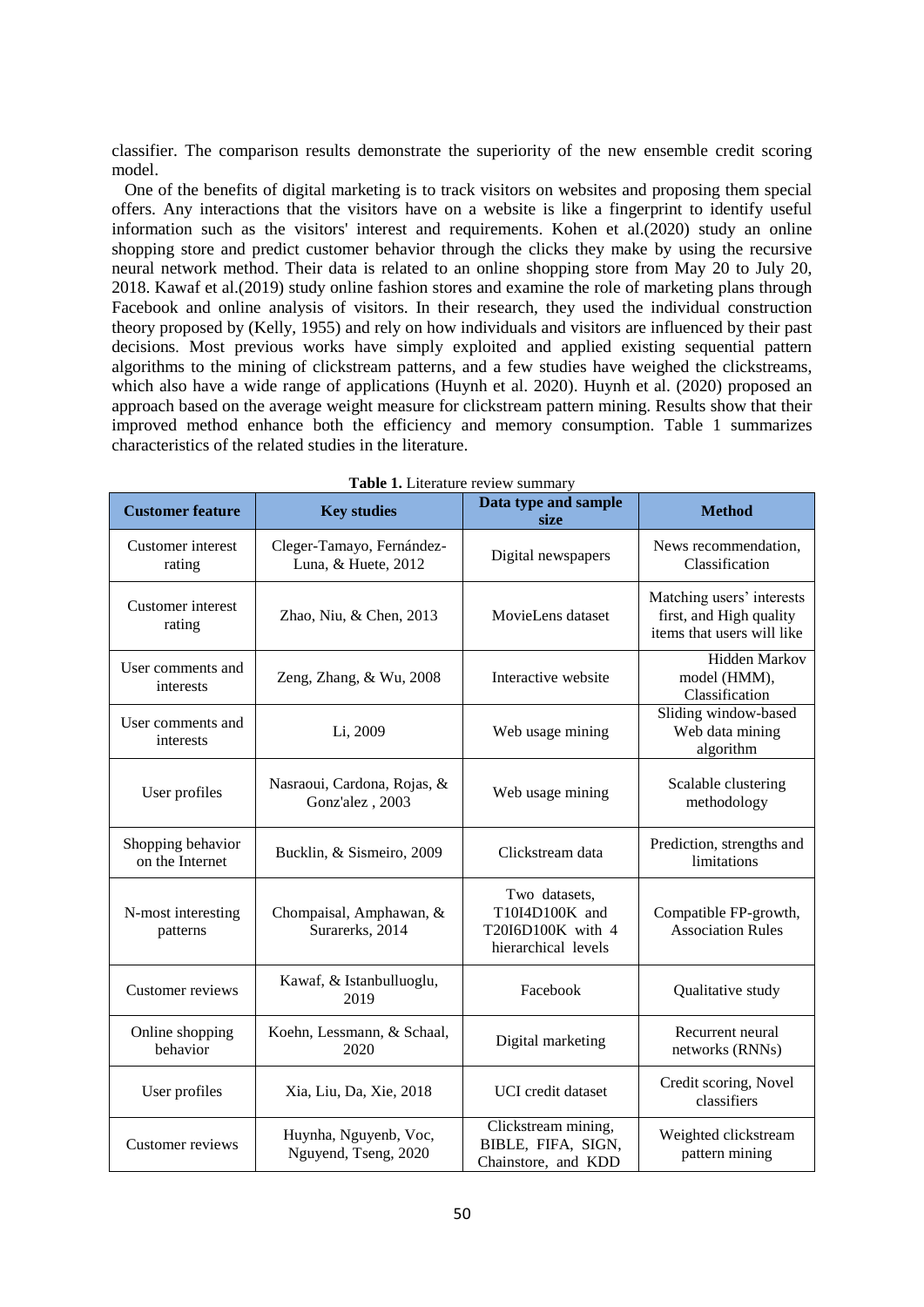classifier. The comparison results demonstrate the superiority of the new ensemble credit scoring model.

One of the benefits of digital marketing is to track visitors on websites and proposing them special offers. Any interactions that the visitors have on a website is like a fingerprint to identify useful information such as the visitors' interest and requirements. Kohen et al.(2020) study an online shopping store and predict customer behavior through the clicks they make by using the recursive neural network method. Their data is related to an online shopping store from May 20 to July 20, 2018. Kawaf et al.(2019) study online fashion stores and examine the role of marketing plans through Facebook and online analysis of visitors. In their research, they used the individual construction theory proposed by (Kelly, 1955) and rely on how individuals and visitors are influenced by their past decisions. Most previous works have simply exploited and applied existing sequential pattern algorithms to the mining of clickstream patterns, and a few studies have weighed the clickstreams, which also have a wide range of applications (Huynh et al. 2020). Huynh et al. (2020) proposed an approach based on the average weight measure for clickstream pattern mining. Results show that their improved method enhance both the efficiency and memory consumption. Table 1 summarizes characteristics of the related studies in the literature.

**Table 1.** Literature review summary

| Customer feature | Key studies | Data type and sample size | Method |
|---|---|---|---|
| Customer interest rating | Cleger-Tamayo, Fernández-Luna, & Huete, 2012 | Digital newspapers | News recommendation, Classification |
| Customer interest rating | Zhao, Niu, & Chen, 2013 | MovieLens dataset | Matching users' interests first, and High quality items that users will like |
| User comments and interests | Zeng, Zhang, & Wu, 2008 | Interactive website | Hidden Markov model (HMM), Classification |
| User comments and interests | Li, 2009 | Web usage mining | Sliding window-based Web data mining algorithm |
| User profiles | Nasraoui, Cardona, Rojas, & Gonz'alez , 2003 | Web usage mining | Scalable clustering methodology |
| Shopping behavior on the Internet | Bucklin, & Sismeiro, 2009 | Clickstream data | Prediction, strengths and limitations |
| N-most interesting patterns | Chompaisal, Amphawan, & Surarerks, 2014 | Two datasets, T10I4D100K and T20I6D100K with 4 hierarchical levels | Compatible FP-growth, Association Rules |
| Customer reviews | Kawaf, & Istanbulluoglu, 2019 | Facebook | Qualitative study |
| Online shopping behavior | Koehn, Lessmann, & Schaal, 2020 | Digital marketing | Recurrent neural networks (RNNs) |
| User profiles | Xia, Liu, Da, Xie, 2018 | UCI credit dataset | Credit scoring, Novel classifiers |
| Customer reviews | Huynha, Nguyenb, Voc, Nguyend, Tseng, 2020 | Clickstream mining, BIBLE, FIFA, SIGN, Chainstore, and KDD | Weighted clickstream pattern mining |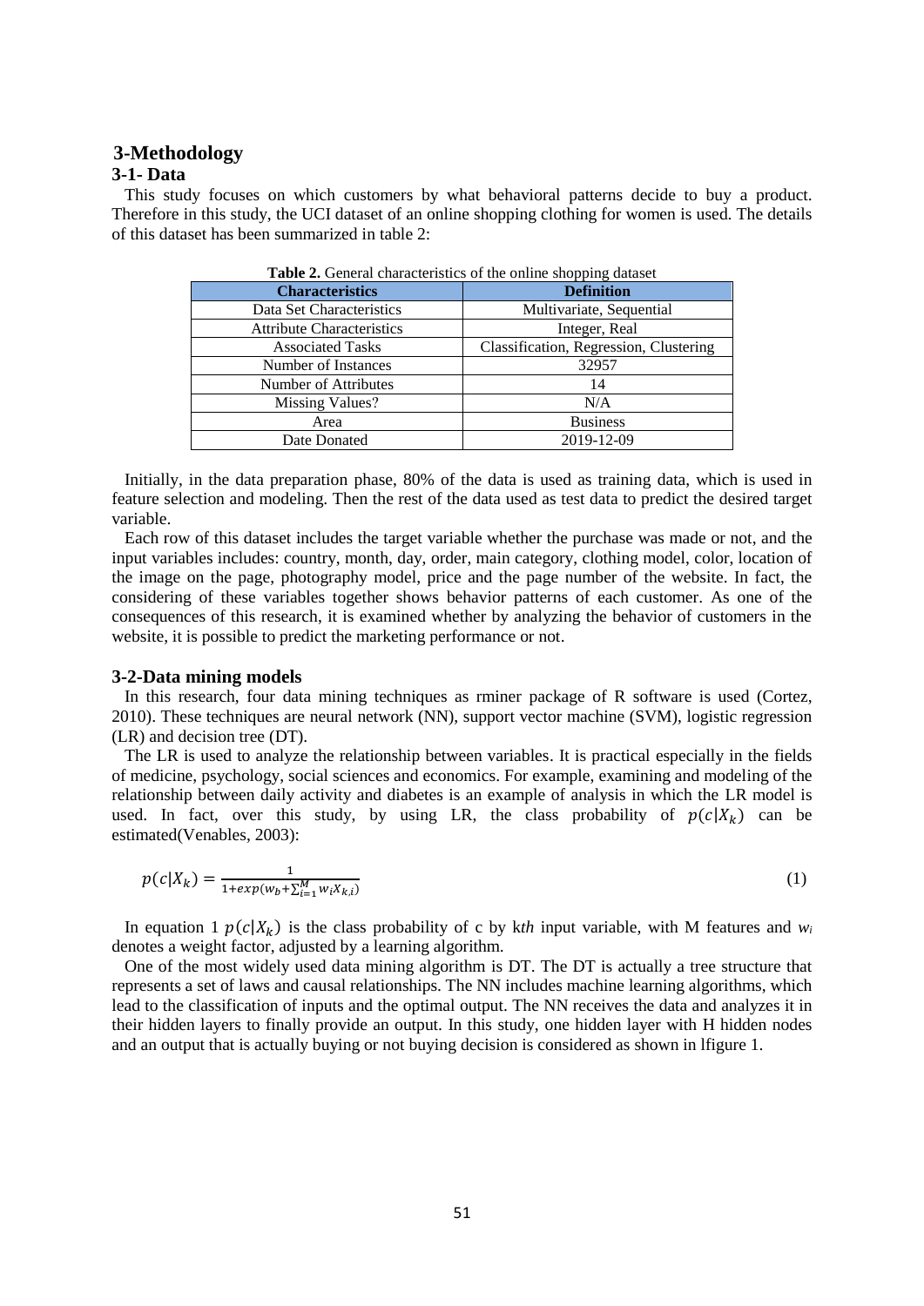## 3-Methodology

### 3-1- Data

This study focuses on which customers by what behavioral patterns decide to buy a product. Therefore in this study, the UCI dataset of an online shopping clothing for women is used. The details of this dataset has been summarized in table 2:

**Table 2.** General characteristics of the online shopping dataset

| Characteristics | Definition |
|---|---|
| Data Set Characteristics | Multivariate, Sequential |
| Attribute Characteristics | Integer, Real |
| Associated Tasks | Classification, Regression, Clustering |
| Number of Instances | 32957 |
| Number of Attributes | 14 |
| Missing Values? | N/A |
| Area | Business |
| Date Donated | 2019-12-09 |

Initially, in the data preparation phase, 80% of the data is used as training data, which is used in feature selection and modeling. Then the rest of the data used as test data to predict the desired target variable.

Each row of this dataset includes the target variable whether the purchase was made or not, and the input variables includes: country, month, day, order, main category, clothing model, color, location of the image on the page, photography model, price and the page number of the website. In fact, the considering of these variables together shows behavior patterns of each customer. As one of the consequences of this research, it is examined whether by analyzing the behavior of customers in the website, it is possible to predict the marketing performance or not.

### 3-2-Data mining models

In this research, four data mining techniques as rminer package of R software is used (Cortez, 2010). These techniques are neural network (NN), support vector machine (SVM), logistic regression (LR) and decision tree (DT).

The LR is used to analyze the relationship between variables. It is practical especially in the fields of medicine, psychology, social sciences and economics. For example, examining and modeling of the relationship between daily activity and diabetes is an example of analysis in which the LR model is used. In fact, over this study, by using LR, the class probability of $p(c|X_k)$ can be estimated(Venables, 2003):

$$p(c|X_k) = \frac{1}{1+exp(w_b+\sum_{i=1}^{M} w_i X_{k,i})} \tag{1}$$

In equation 1 $p(c|X_k)$ is the class probability of c by k*th* input variable, with M features and $w_i$ denotes a weight factor, adjusted by a learning algorithm.

One of the most widely used data mining algorithm is DT. The DT is actually a tree structure that represents a set of laws and causal relationships. The NN includes machine learning algorithms, which lead to the classification of inputs and the optimal output. The NN receives the data and analyzes it in their hidden layers to finally provide an output. In this study, one hidden layer with H hidden nodes and an output that is actually buying or not buying decision is considered as shown in lfigure 1.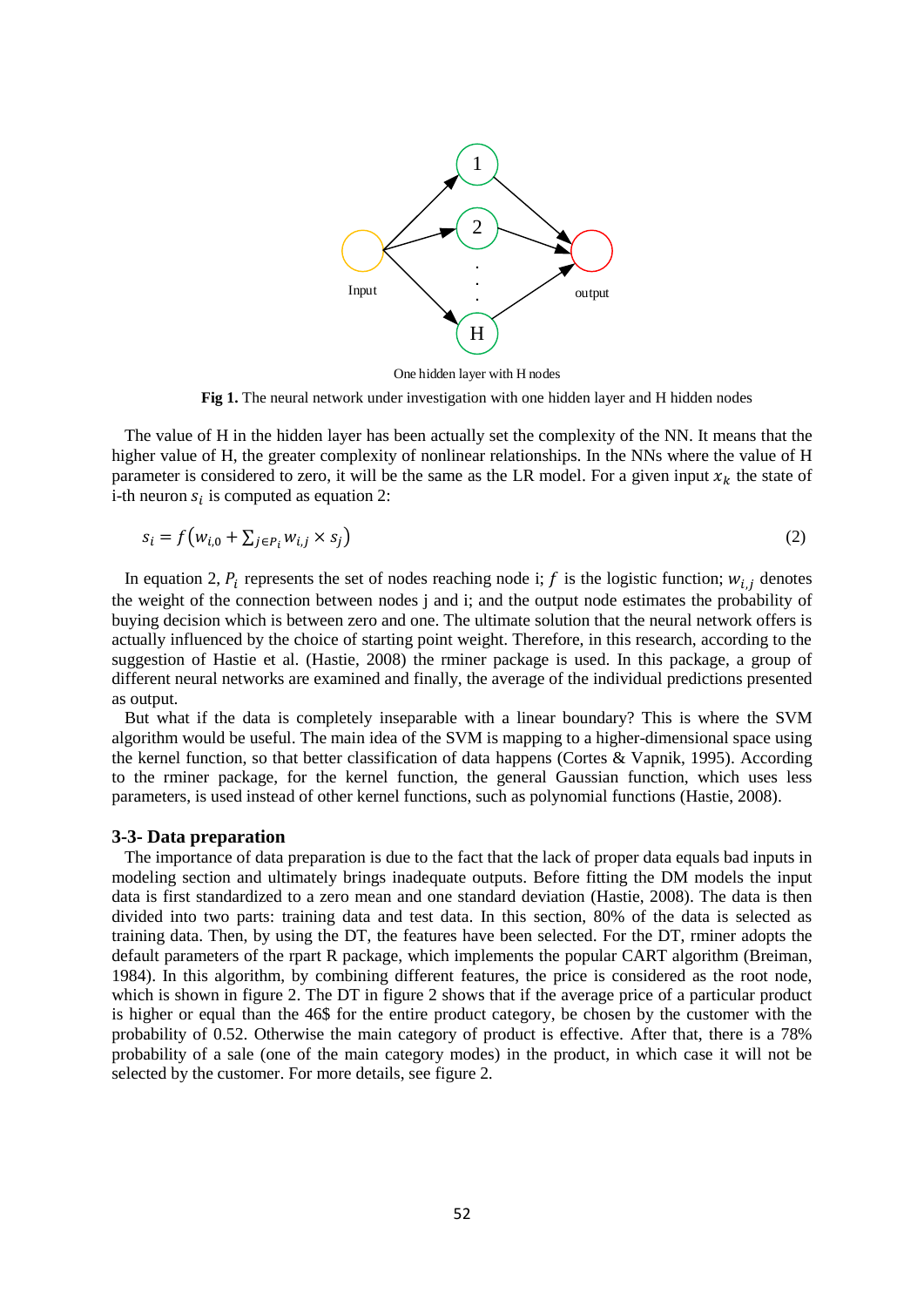One hidden layer with H nodes

**Fig 1.** The neural network under investigation with one hidden layer and H hidden nodes

The value of H in the hidden layer has been actually set the complexity of the NN. It means that the higher value of H, the greater complexity of nonlinear relationships. In the NNs where the value of H parameter is considered to zero, it will be the same as the LR model. For a given input $x_k$ the state of i-th neuron $s_i$ is computed as equation 2:

$$s_i = f\left(w_{i,0} + \sum_{j \in P_i} w_{i,j} \times s_j\right) \tag{2}$$

In equation 2, $P_i$ represents the set of nodes reaching node i; $f$ is the logistic function; $w_{i,j}$ denotes the weight of the connection between nodes j and i; and the output node estimates the probability of buying decision which is between zero and one. The ultimate solution that the neural network offers is actually influenced by the choice of starting point weight. Therefore, in this research, according to the suggestion of Hastie et al. (Hastie, 2008) the rminer package is used. In this package, a group of different neural networks are examined and finally, the average of the individual predictions presented as output.

But what if the data is completely inseparable with a linear boundary? This is where the SVM algorithm would be useful. The main idea of the SVM is mapping to a higher-dimensional space using the kernel function, so that better classification of data happens (Cortes & Vapnik, 1995). According to the rminer package, for the kernel function, the general Gaussian function, which uses less parameters, is used instead of other kernel functions, such as polynomial functions (Hastie, 2008).

### 3-3- Data preparation

The importance of data preparation is due to the fact that the lack of proper data equals bad inputs in modeling section and ultimately brings inadequate outputs. Before fitting the DM models the input data is first standardized to a zero mean and one standard deviation (Hastie, 2008). The data is then divided into two parts: training data and test data. In this section, 80% of the data is selected as training data. Then, by using the DT, the features have been selected. For the DT, rminer adopts the default parameters of the rpart R package, which implements the popular CART algorithm (Breiman, 1984). In this algorithm, by combining different features, the price is considered as the root node, which is shown in figure 2. The DT in figure 2 shows that if the average price of a particular product is higher or equal than the 46$ for the entire product category, be chosen by the customer with the probability of 0.52. Otherwise the main category of product is effective. After that, there is a 78% probability of a sale (one of the main category modes) in the product, in which case it will not be selected by the customer. For more details, see figure 2.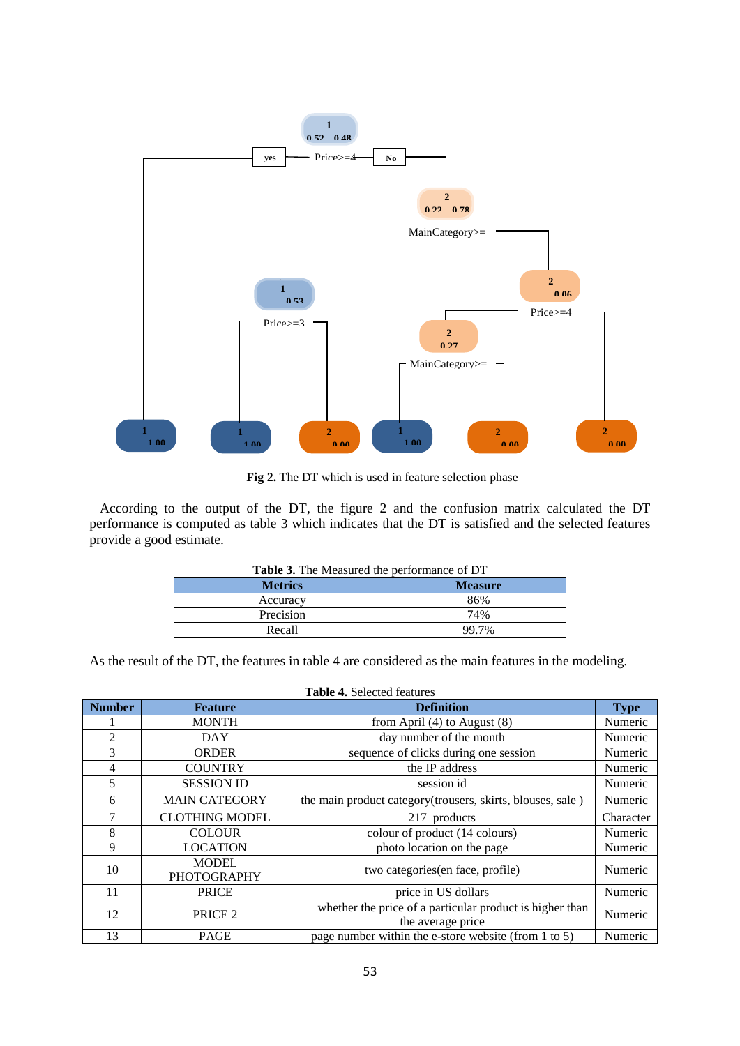**Fig 2.** The DT which is used in feature selection phase

According to the output of the DT, the figure 2 and the confusion matrix calculated the DT performance is computed as table 3 which indicates that the DT is satisfied and the selected features provide a good estimate.

**Table 3.** The Measured the performance of DT

| Metrics | Measure |
|---|---|
| Accuracy | 86% |
| Precision | 74% |
| Recall | 99.7% |

As the result of the DT, the features in table 4 are considered as the main features in the modeling.

**Table 4.** Selected features

| Number | Feature | Definition | Type |
|---|---|---|---|
| 1 | MONTH | from April (4) to August (8) | Numeric |
| 2 | DAY | day number of the month | Numeric |
| 3 | ORDER | sequence of clicks during one session | Numeric |
| 4 | COUNTRY | the IP address | Numeric |
| 5 | SESSION ID | session id | Numeric |
| 6 | MAIN CATEGORY | the main product category(trousers, skirts, blouses, sale ) | Numeric |
| 7 | CLOTHING MODEL | 217 products | Character |
| 8 | COLOUR | colour of product (14 colours) | Numeric |
| 9 | LOCATION | photo location on the page | Numeric |
| 10 | MODEL PHOTOGRAPHY | two categories(en face, profile) | Numeric |
| 11 | PRICE | price in US dollars | Numeric |
| 12 | PRICE 2 | whether the price of a particular product is higher than the average price | Numeric |
| 13 | PAGE | page number within the e-store website (from 1 to 5) | Numeric |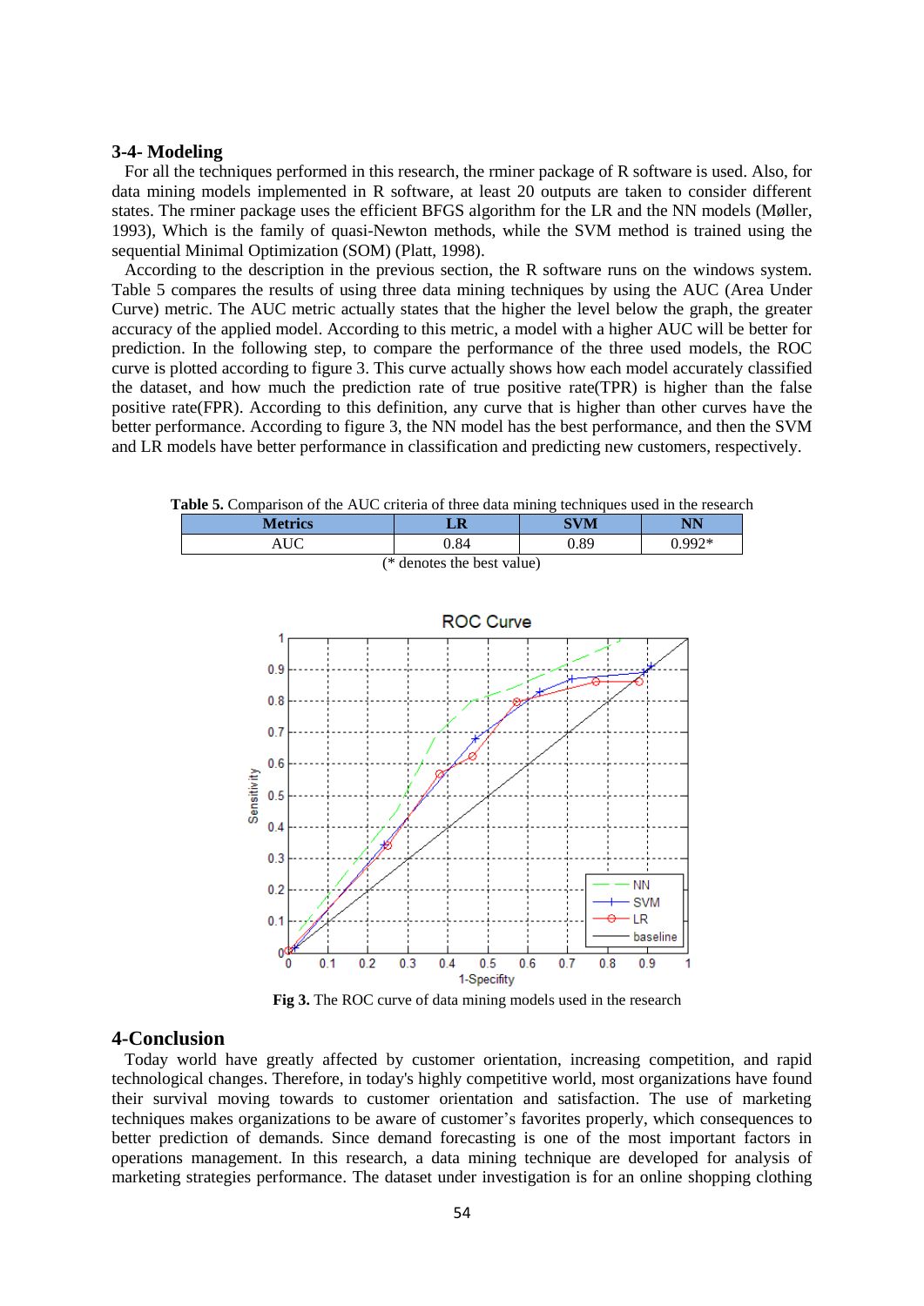### 3-4- Modeling

For all the techniques performed in this research, the rminer package of R software is used. Also, for data mining models implemented in R software, at least 20 outputs are taken to consider different states. The rminer package uses the efficient BFGS algorithm for the LR and the NN models (Møller, 1993), Which is the family of quasi-Newton methods, while the SVM method is trained using the sequential Minimal Optimization (SOM) (Platt, 1998).

According to the description in the previous section, the R software runs on the windows system. Table 5 compares the results of using three data mining techniques by using the AUC (Area Under Curve) metric. The AUC metric actually states that the higher the level below the graph, the greater accuracy of the applied model. According to this metric, a model with a higher AUC will be better for prediction. In the following step, to compare the performance of the three used models, the ROC curve is plotted according to figure 3. This curve actually shows how each model accurately classified the dataset, and how much the prediction rate of true positive rate(TPR) is higher than the false positive rate(FPR). According to this definition, any curve that is higher than other curves have the better performance. According to figure 3, the NN model has the best performance, and then the SVM and LR models have better performance in classification and predicting new customers, respectively.

**Table 5.** Comparison of the AUC criteria of three data mining techniques used in the research

| Metrics | LR | SVM | NN |
|---|---|---|---|
| AUC | 0.84 | 0.89 | 0.992* |

(* denotes the best value)

**Fig 3.** The ROC curve of data mining models used in the research

## 4-Conclusion

Today world have greatly affected by customer orientation, increasing competition, and rapid technological changes. Therefore, in today's highly competitive world, most organizations have found their survival moving towards to customer orientation and satisfaction. The use of marketing techniques makes organizations to be aware of customer's favorites properly, which consequences to better prediction of demands. Since demand forecasting is one of the most important factors in operations management. In this research, a data mining technique are developed for analysis of marketing strategies performance. The dataset under investigation is for an online shopping clothing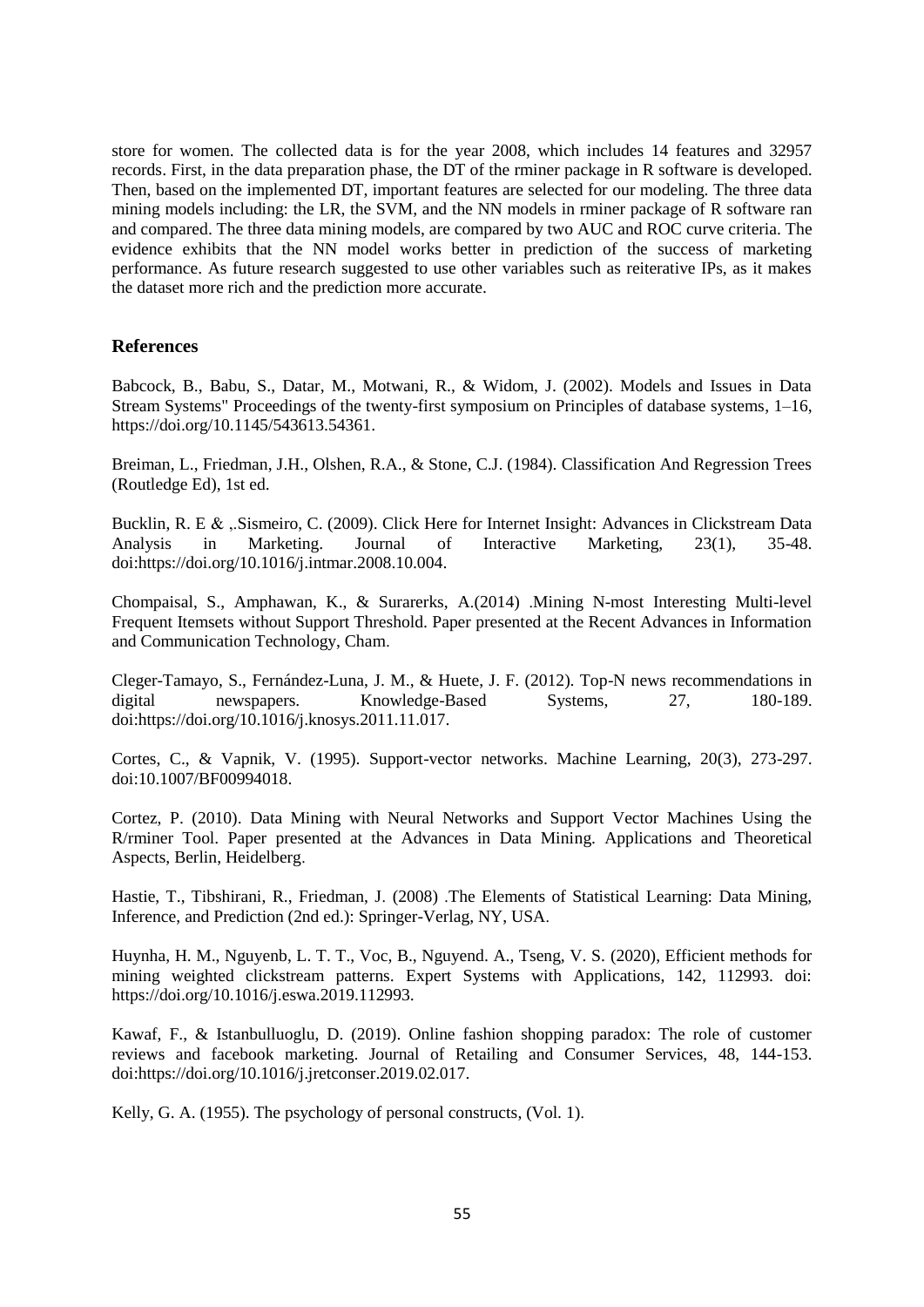store for women. The collected data is for the year 2008, which includes 14 features and 32957 records. First, in the data preparation phase, the DT of the rminer package in R software is developed. Then, based on the implemented DT, important features are selected for our modeling. The three data mining models including: the LR, the SVM, and the NN models in rminer package of R software ran and compared. The three data mining models, are compared by two AUC and ROC curve criteria. The evidence exhibits that the NN model works better in prediction of the success of marketing performance. As future research suggested to use other variables such as reiterative IPs, as it makes the dataset more rich and the prediction more accurate.

## References

Babcock, B., Babu, S., Datar, M., Motwani, R., & Widom, J. (2002). Models and Issues in Data Stream Systems" Proceedings of the twenty-first symposium on Principles of database systems, 1–16, https://doi.org/10.1145/543613.54361.

Breiman, L., Friedman, J.H., Olshen, R.A., & Stone, C.J. (1984). Classification And Regression Trees (Routledge Ed), 1st ed.

Bucklin, R. E & ,.Sismeiro, C. (2009). Click Here for Internet Insight: Advances in Clickstream Data Analysis in Marketing. Journal of Interactive Marketing, 23(1), 35-48. doi:https://doi.org/10.1016/j.intmar.2008.10.004.

Chompaisal, S., Amphawan, K., & Surarerks, A.(2014) .Mining N-most Interesting Multi-level Frequent Itemsets without Support Threshold. Paper presented at the Recent Advances in Information and Communication Technology, Cham.

Cleger-Tamayo, S., Fernández-Luna, J. M., & Huete, J. F. (2012). Top-N news recommendations in digital newspapers. Knowledge-Based Systems, 27, 180-189. doi:https://doi.org/10.1016/j.knosys.2011.11.017.

Cortes, C., & Vapnik, V. (1995). Support-vector networks. Machine Learning, 20(3), 273-297. doi:10.1007/BF00994018.

Cortez, P. (2010). Data Mining with Neural Networks and Support Vector Machines Using the R/rminer Tool. Paper presented at the Advances in Data Mining. Applications and Theoretical Aspects, Berlin, Heidelberg.

Hastie, T., Tibshirani, R., Friedman, J. (2008) .The Elements of Statistical Learning: Data Mining, Inference, and Prediction (2nd ed.): Springer-Verlag, NY, USA.

Huynha, H. M., Nguyenb, L. T. T., Voc, B., Nguyend. A., Tseng, V. S. (2020), Efficient methods for mining weighted clickstream patterns. Expert Systems with Applications, 142, 112993. doi: https://doi.org/10.1016/j.eswa.2019.112993.

Kawaf, F., & Istanbulluoglu, D. (2019). Online fashion shopping paradox: The role of customer reviews and facebook marketing. Journal of Retailing and Consumer Services, 48, 144-153. doi:https://doi.org/10.1016/j.jretconser.2019.02.017.

Kelly, G. A. (1955). The psychology of personal constructs, (Vol. 1).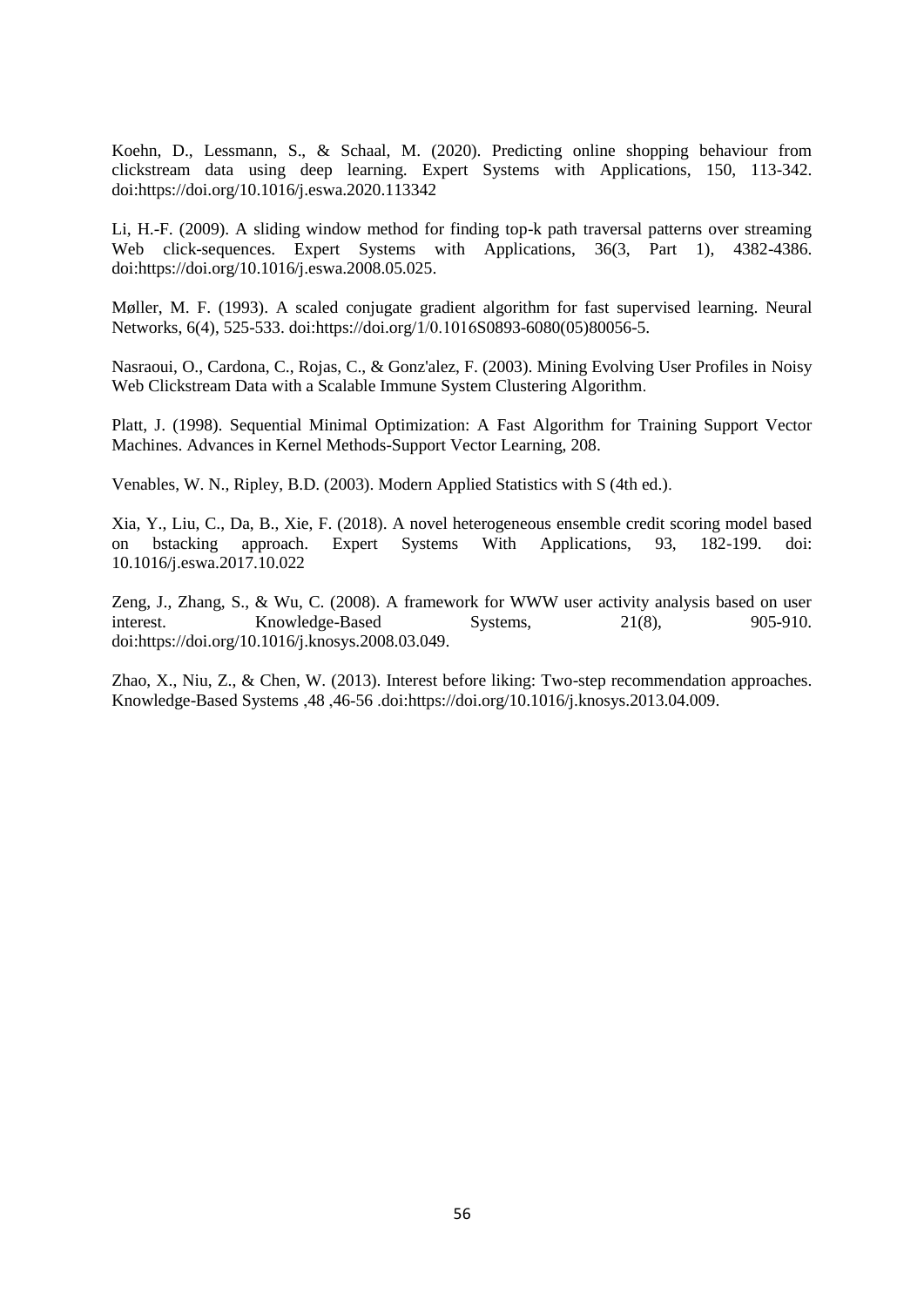Koehn, D., Lessmann, S., & Schaal, M. (2020). Predicting online shopping behaviour from clickstream data using deep learning. Expert Systems with Applications, 150, 113-342. doi:https://doi.org/10.1016/j.eswa.2020.113342

Li, H.-F. (2009). A sliding window method for finding top-k path traversal patterns over streaming Web click-sequences. Expert Systems with Applications, 36(3, Part 1), 4382-4386. doi:https://doi.org/10.1016/j.eswa.2008.05.025.

Møller, M. F. (1993). A scaled conjugate gradient algorithm for fast supervised learning. Neural Networks, 6(4), 525-533. doi:https://doi.org/1/0.1016S0893-6080(05)80056-5.

Nasraoui, O., Cardona, C., Rojas, C., & Gonz'alez, F. (2003). Mining Evolving User Profiles in Noisy Web Clickstream Data with a Scalable Immune System Clustering Algorithm.

Platt, J. (1998). Sequential Minimal Optimization: A Fast Algorithm for Training Support Vector Machines. Advances in Kernel Methods-Support Vector Learning, 208.

Venables, W. N., Ripley, B.D. (2003). Modern Applied Statistics with S (4th ed.).

Xia, Y., Liu, C., Da, B., Xie, F. (2018). A novel heterogeneous ensemble credit scoring model based on bstacking approach. Expert Systems With Applications, 93, 182-199. doi: 10.1016/j.eswa.2017.10.022

Zeng, J., Zhang, S., & Wu, C. (2008). A framework for WWW user activity analysis based on user interest. Knowledge-Based Systems, 21(8), 905-910. doi:https://doi.org/10.1016/j.knosys.2008.03.049.

Zhao, X., Niu, Z., & Chen, W. (2013). Interest before liking: Two-step recommendation approaches. Knowledge-Based Systems ,48 ,46-56 .doi:https://doi.org/10.1016/j.knosys.2013.04.009.